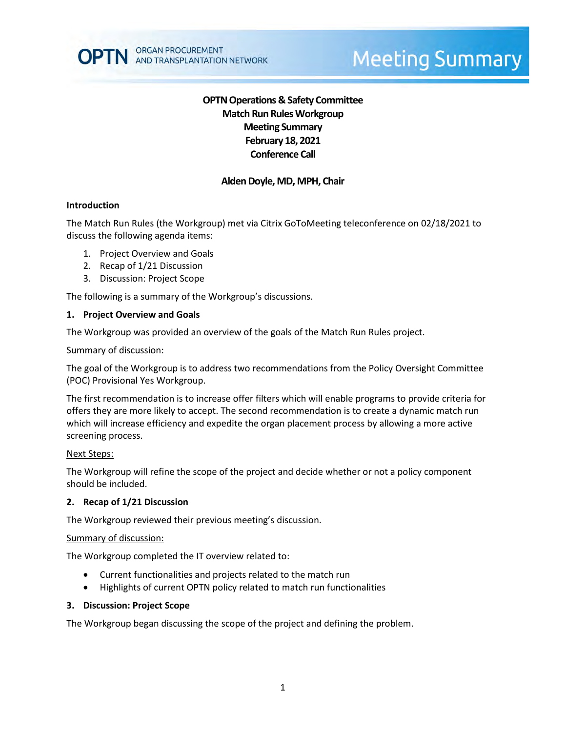**OPTN Operations & Safety Committee**
**Match Run Rules Workgroup**
**Meeting Summary**
**February 18, 2021**
**Conference Call**

**Alden Doyle, MD, MPH, Chair**

### Introduction

The Match Run Rules (the Workgroup) met via Citrix GoToMeeting teleconference on 02/18/2021 to discuss the following agenda items:

1. Project Overview and Goals
2. Recap of 1/21 Discussion
3. Discussion: Project Scope

The following is a summary of the Workgroup's discussions.

### 1. Project Overview and Goals

The Workgroup was provided an overview of the goals of the Match Run Rules project.

Summary of discussion:

The goal of the Workgroup is to address two recommendations from the Policy Oversight Committee (POC) Provisional Yes Workgroup.

The first recommendation is to increase offer filters which will enable programs to provide criteria for offers they are more likely to accept. The second recommendation is to create a dynamic match run which will increase efficiency and expedite the organ placement process by allowing a more active screening process.

Next Steps:

The Workgroup will refine the scope of the project and decide whether or not a policy component should be included.

### 2. Recap of 1/21 Discussion

The Workgroup reviewed their previous meeting's discussion.

Summary of discussion:

The Workgroup completed the IT overview related to:

- Current functionalities and projects related to the match run
- Highlights of current OPTN policy related to match run functionalities

### 3. Discussion: Project Scope

The Workgroup began discussing the scope of the project and defining the problem.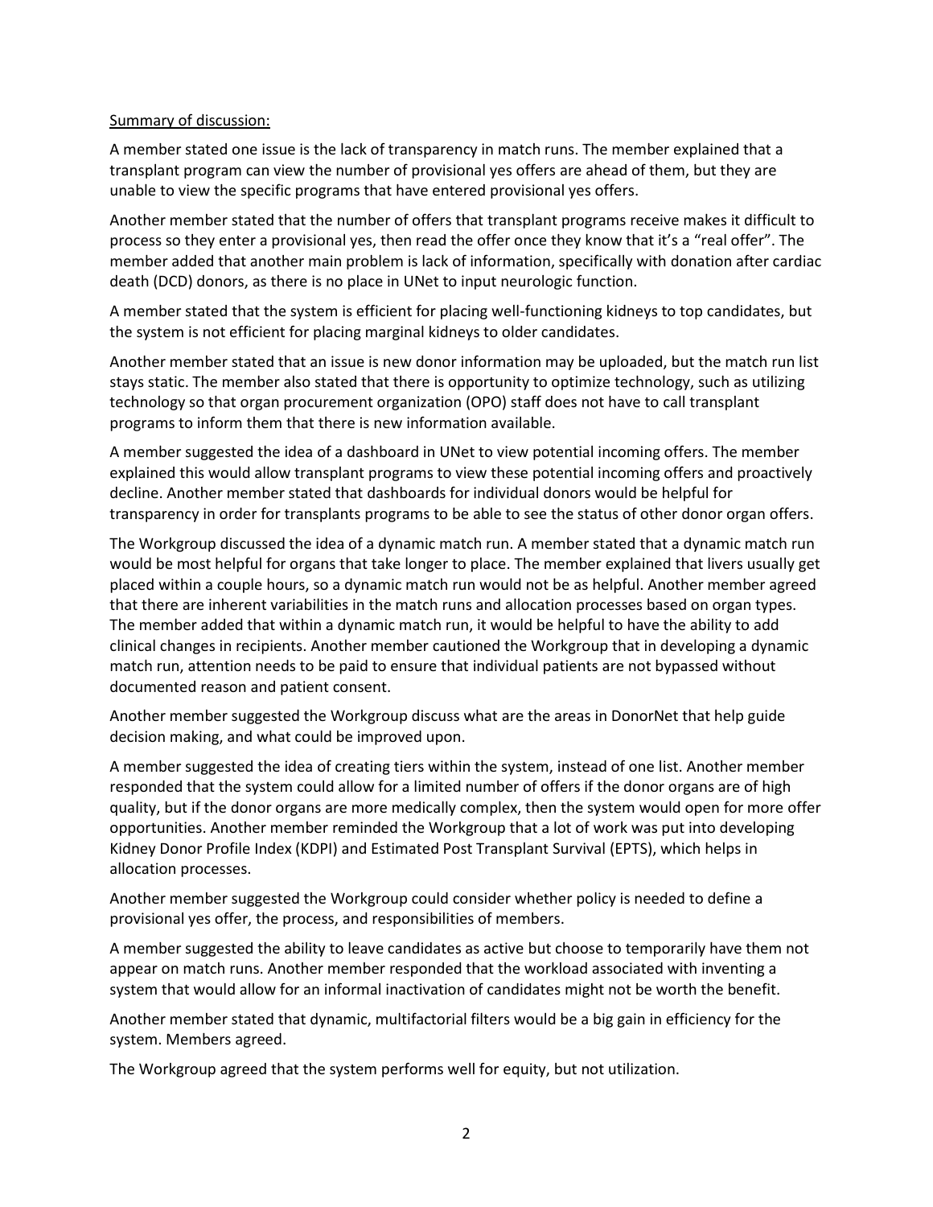Summary of discussion:

A member stated one issue is the lack of transparency in match runs. The member explained that a transplant program can view the number of provisional yes offers are ahead of them, but they are unable to view the specific programs that have entered provisional yes offers.

Another member stated that the number of offers that transplant programs receive makes it difficult to process so they enter a provisional yes, then read the offer once they know that it's a "real offer". The member added that another main problem is lack of information, specifically with donation after cardiac death (DCD) donors, as there is no place in UNet to input neurologic function.

A member stated that the system is efficient for placing well-functioning kidneys to top candidates, but the system is not efficient for placing marginal kidneys to older candidates.

Another member stated that an issue is new donor information may be uploaded, but the match run list stays static. The member also stated that there is opportunity to optimize technology, such as utilizing technology so that organ procurement organization (OPO) staff does not have to call transplant programs to inform them that there is new information available.

A member suggested the idea of a dashboard in UNet to view potential incoming offers. The member explained this would allow transplant programs to view these potential incoming offers and proactively decline. Another member stated that dashboards for individual donors would be helpful for transparency in order for transplants programs to be able to see the status of other donor organ offers.

The Workgroup discussed the idea of a dynamic match run. A member stated that a dynamic match run would be most helpful for organs that take longer to place. The member explained that livers usually get placed within a couple hours, so a dynamic match run would not be as helpful. Another member agreed that there are inherent variabilities in the match runs and allocation processes based on organ types. The member added that within a dynamic match run, it would be helpful to have the ability to add clinical changes in recipients. Another member cautioned the Workgroup that in developing a dynamic match run, attention needs to be paid to ensure that individual patients are not bypassed without documented reason and patient consent.

Another member suggested the Workgroup discuss what are the areas in DonorNet that help guide decision making, and what could be improved upon.

A member suggested the idea of creating tiers within the system, instead of one list. Another member responded that the system could allow for a limited number of offers if the donor organs are of high quality, but if the donor organs are more medically complex, then the system would open for more offer opportunities. Another member reminded the Workgroup that a lot of work was put into developing Kidney Donor Profile Index (KDPI) and Estimated Post Transplant Survival (EPTS), which helps in allocation processes.

Another member suggested the Workgroup could consider whether policy is needed to define a provisional yes offer, the process, and responsibilities of members.

A member suggested the ability to leave candidates as active but choose to temporarily have them not appear on match runs. Another member responded that the workload associated with inventing a system that would allow for an informal inactivation of candidates might not be worth the benefit.

Another member stated that dynamic, multifactorial filters would be a big gain in efficiency for the system. Members agreed.

The Workgroup agreed that the system performs well for equity, but not utilization.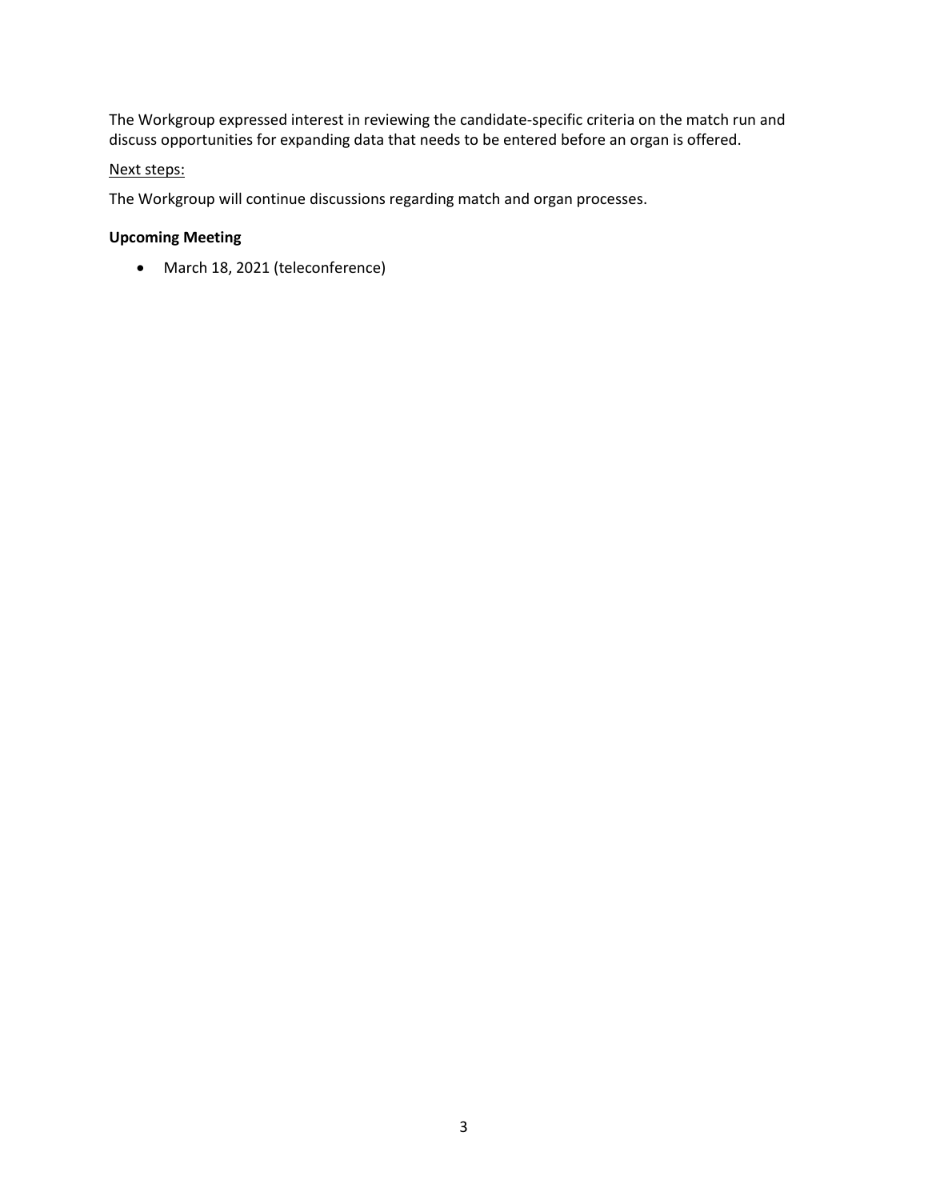The Workgroup expressed interest in reviewing the candidate-specific criteria on the match run and discuss opportunities for expanding data that needs to be entered before an organ is offered.

<u>Next steps:</u>

The Workgroup will continue discussions regarding match and organ processes.

**Upcoming Meeting**

- March 18, 2021 (teleconference)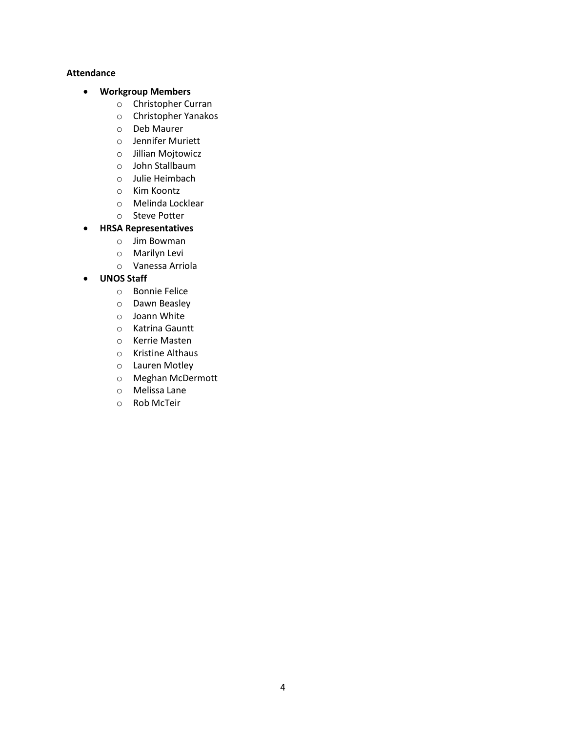**Attendance**

- **Workgroup Members**
    - Christopher Curran
    - Christopher Yanakos
    - Deb Maurer
    - Jennifer Muriett
    - Jillian Mojtowicz
    - John Stallbaum
    - Julie Heimbach
    - Kim Koontz
    - Melinda Locklear
    - Steve Potter
- **HRSA Representatives**
    - Jim Bowman
    - Marilyn Levi
    - Vanessa Arriola
- **UNOS Staff**
    - Bonnie Felice
    - Dawn Beasley
    - Joann White
    - Katrina Gauntt
    - Kerrie Masten
    - Kristine Althaus
    - Lauren Motley
    - Meghan McDermott
    - Melissa Lane
    - Rob McTeir